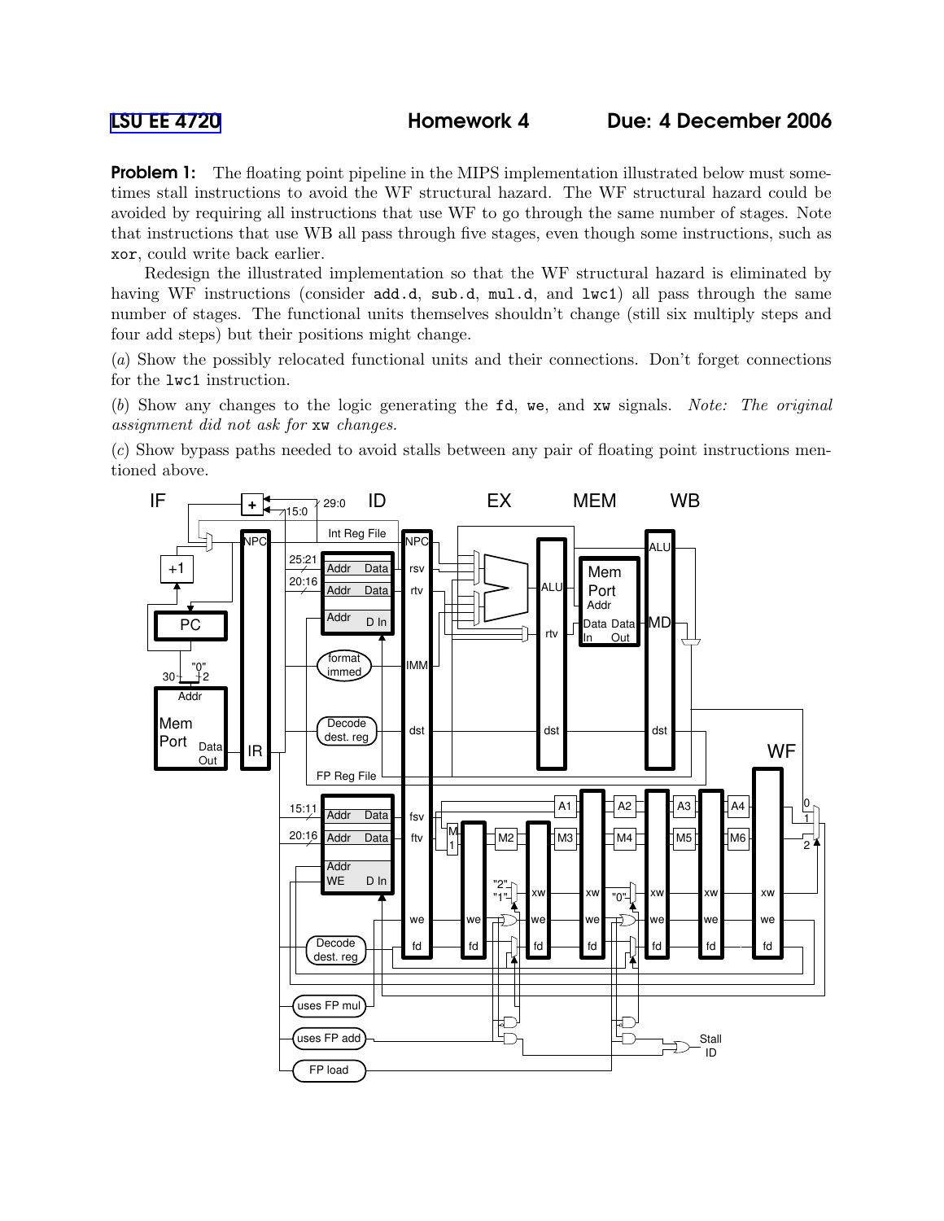# LSU EE 4720 Homework 4 Due: 4 December 2006

**Problem 1:** The floating point pipeline in the MIPS implementation illustrated below must sometimes stall instructions to avoid the WF structural hazard. The WF structural hazard could be avoided by requiring all instructions that use WF to go through the same number of stages. Note that instructions that use WB all pass through five stages, even though some instructions, such as `xor`, could write back earlier.

Redesign the illustrated implementation so that the WF structural hazard is eliminated by having WF instructions (consider `add.d`, `sub.d`, `mul.d`, and `lwc1`) all pass through the same number of stages. The functional units themselves shouldn't change (still six multiply steps and four add steps) but their positions might change.

(*a*) Show the possibly relocated functional units and their connections. Don't forget connections for the `lwc1` instruction.

(*b*) Show any changes to the logic generating the `fd`, `we`, and `xw` signals. *Note: The original assignment did not ask for* `xw` *changes.*

(*c*) Show bypass paths needed to avoid stalls between any pair of floating point instructions mentioned above.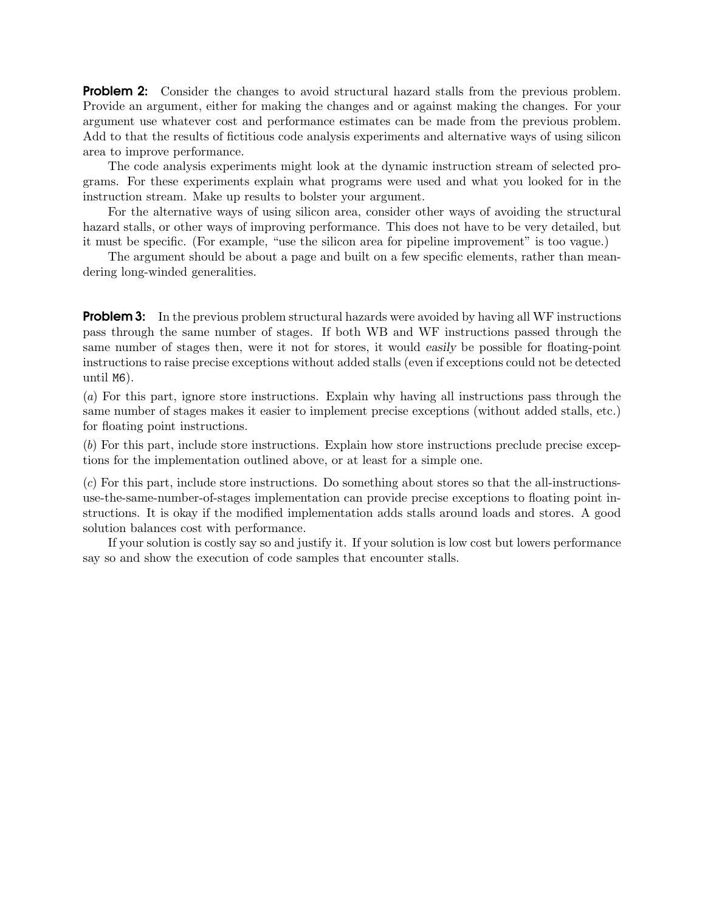**Problem 2:** Consider the changes to avoid structural hazard stalls from the previous problem. Provide an argument, either for making the changes and or against making the changes. For your argument use whatever cost and performance estimates can be made from the previous problem. Add to that the results of fictitious code analysis experiments and alternative ways of using silicon area to improve performance.

The code analysis experiments might look at the dynamic instruction stream of selected programs. For these experiments explain what programs were used and what you looked for in the instruction stream. Make up results to bolster your argument.

For the alternative ways of using silicon area, consider other ways of avoiding the structural hazard stalls, or other ways of improving performance. This does not have to be very detailed, but it must be specific. (For example, "use the silicon area for pipeline improvement" is too vague.)

The argument should be about a page and built on a few specific elements, rather than meandering long-winded generalities.

**Problem 3:** In the previous problem structural hazards were avoided by having all WF instructions pass through the same number of stages. If both WB and WF instructions passed through the same number of stages then, were it not for stores, it would *easily* be possible for floating-point instructions to raise precise exceptions without added stalls (even if exceptions could not be detected until `M6`).

(*a*) For this part, ignore store instructions. Explain why having all instructions pass through the same number of stages makes it easier to implement precise exceptions (without added stalls, etc.) for floating point instructions.

(*b*) For this part, include store instructions. Explain how store instructions preclude precise exceptions for the implementation outlined above, or at least for a simple one.

(*c*) For this part, include store instructions. Do something about stores so that the all-instructions-use-the-same-number-of-stages implementation can provide precise exceptions to floating point instructions. It is okay if the modified implementation adds stalls around loads and stores. A good solution balances cost with performance.

If your solution is costly say so and justify it. If your solution is low cost but lowers performance say so and show the execution of code samples that encounter stalls.